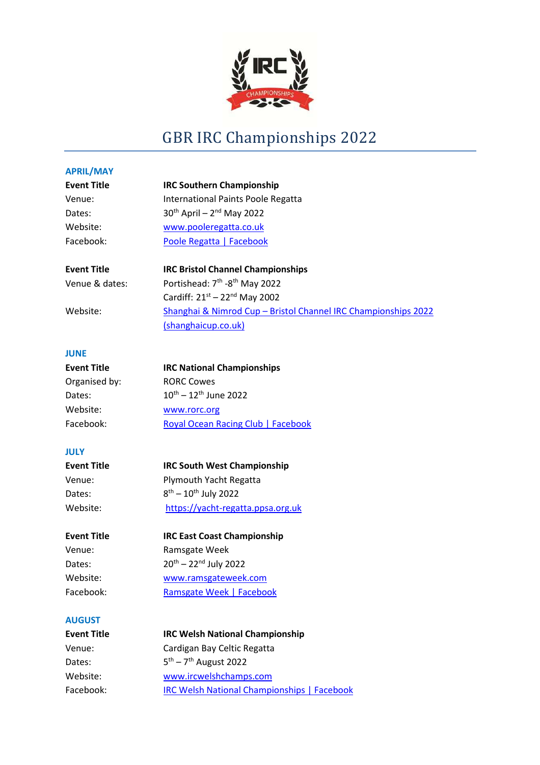# GBR IRC Championships 2022

## APRIL/MAY

**Event Title** **IRC Southern Championship**
Venue: International Paints Poole Regatta
Dates: 30th April – 2nd May 2022
Website: www.pooleregatta.co.uk
Facebook: Poole Regatta | Facebook

**Event Title** **IRC Bristol Channel Championships**
Venue & dates: Portishead: 7th -8th May 2022
Cardiff: 21st – 22nd May 2002
Website: Shanghai & Nimrod Cup – Bristol Channel IRC Championships 2022 (shanghaicup.co.uk)

## JUNE

**Event Title** **IRC National Championships**
Organised by: RORC Cowes
Dates: 10th – 12th June 2022
Website: www.rorc.org
Facebook: Royal Ocean Racing Club | Facebook

## JULY

**Event Title** **IRC South West Championship**
Venue: Plymouth Yacht Regatta
Dates: 8th – 10th July 2022
Website: https://yacht-regatta.ppsa.org.uk

**Event Title** **IRC East Coast Championship**
Venue: Ramsgate Week
Dates: 20th – 22nd July 2022
Website: www.ramsgateweek.com
Facebook: Ramsgate Week | Facebook

## AUGUST

**Event Title** **IRC Welsh National Championship**
Venue: Cardigan Bay Celtic Regatta
Dates: 5th – 7th August 2022
Website: www.ircwelshchamps.com
Facebook: IRC Welsh National Championships | Facebook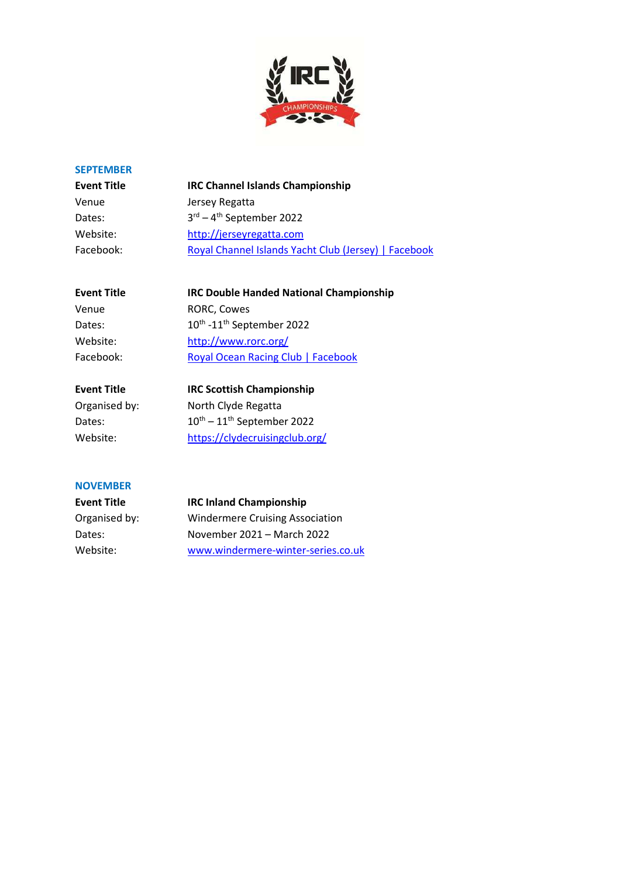## SEPTEMBER

| | |
|---|---|
| **Event Title** | **IRC Channel Islands Championship** |
| Venue | Jersey Regatta |
| Dates: | 3rd – 4th September 2022 |
| Website: | [http://jerseyregatta.com](http://jerseyregatta.com) |
| Facebook: | Royal Channel Islands Yacht Club (Jersey) \| Facebook |

| | |
|---|---|
| **Event Title** | **IRC Double Handed National Championship** |
| Venue | RORC, Cowes |
| Dates: | 10th -11th September 2022 |
| Website: | [http://www.rorc.org/](http://www.rorc.org/) |
| Facebook: | Royal Ocean Racing Club \| Facebook |

| | |
|---|---|
| **Event Title** | **IRC Scottish Championship** |
| Organised by: | North Clyde Regatta |
| Dates: | 10th – 11th September 2022 |
| Website: | [https://clydecruisingclub.org/](https://clydecruisingclub.org/) |

## NOVEMBER

| | |
|---|---|
| **Event Title** | **IRC Inland Championship** |
| Organised by: | Windermere Cruising Association |
| Dates: | November 2021 – March 2022 |
| Website: | www.windermere-winter-series.co.uk |